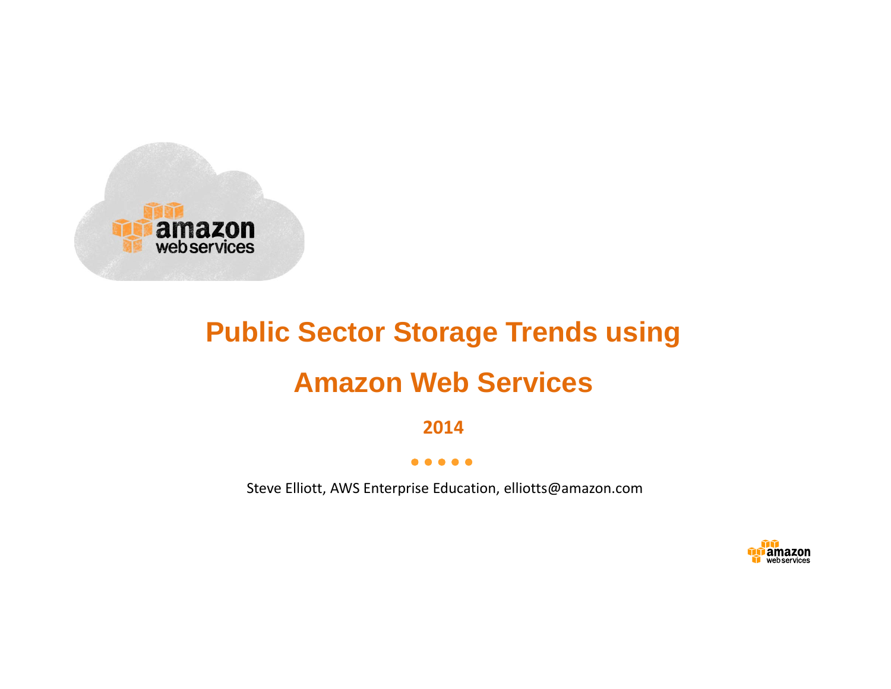# Public Sector Storage Trends using Amazon Web Services

**2014**

Steve Elliott, AWS Enterprise Education, elliotts@amazon.com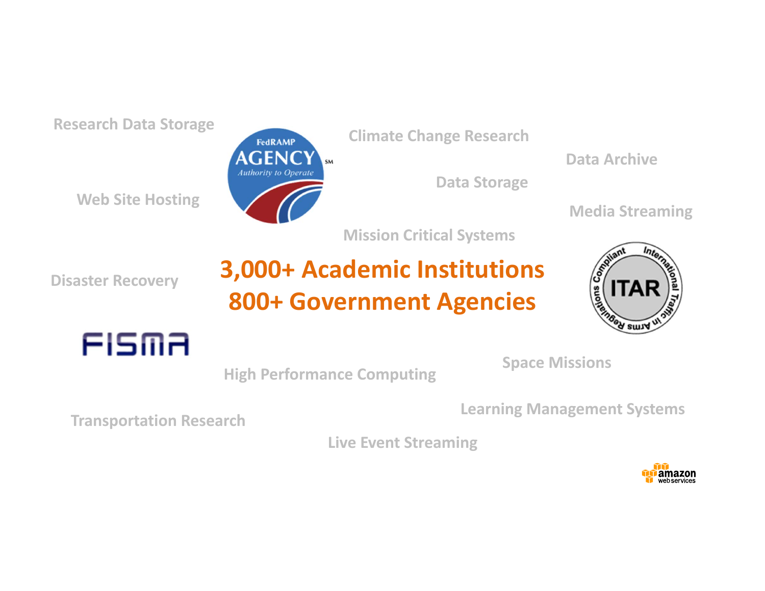Research Data Storage

Climate Change Research

Data Archive

Data Storage

Web Site Hosting

Media Streaming

Mission Critical Systems

**3,000+ Academic Institutions**
**800+ Government Agencies**

Disaster Recovery

Space Missions

High Performance Computing

Learning Management Systems

Transportation Research

Live Event Streaming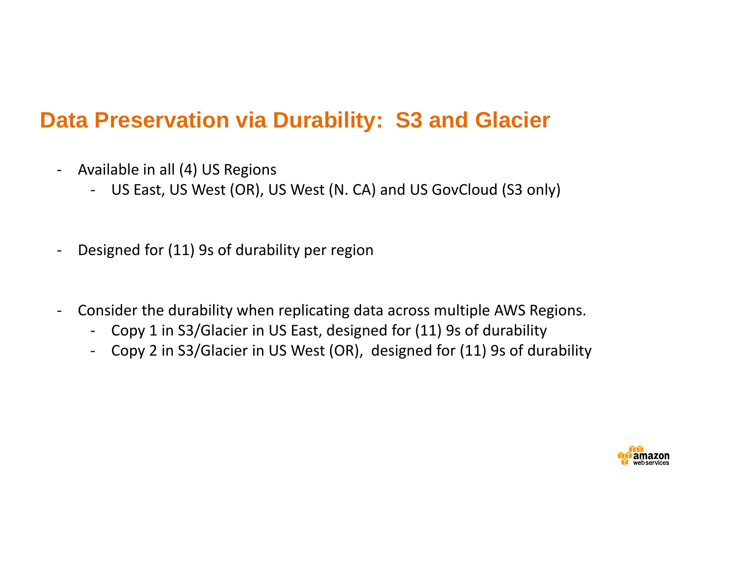# Data Preservation via Durability: S3 and Glacier

- Available in all (4) US Regions
  - US East, US West (OR), US West (N. CA) and US GovCloud (S3 only)

- Designed for (11) 9s of durability per region

- Consider the durability when replicating data across multiple AWS Regions.
  - Copy 1 in S3/Glacier in US East, designed for (11) 9s of durability
  - Copy 2 in S3/Glacier in US West (OR), designed for (11) 9s of durability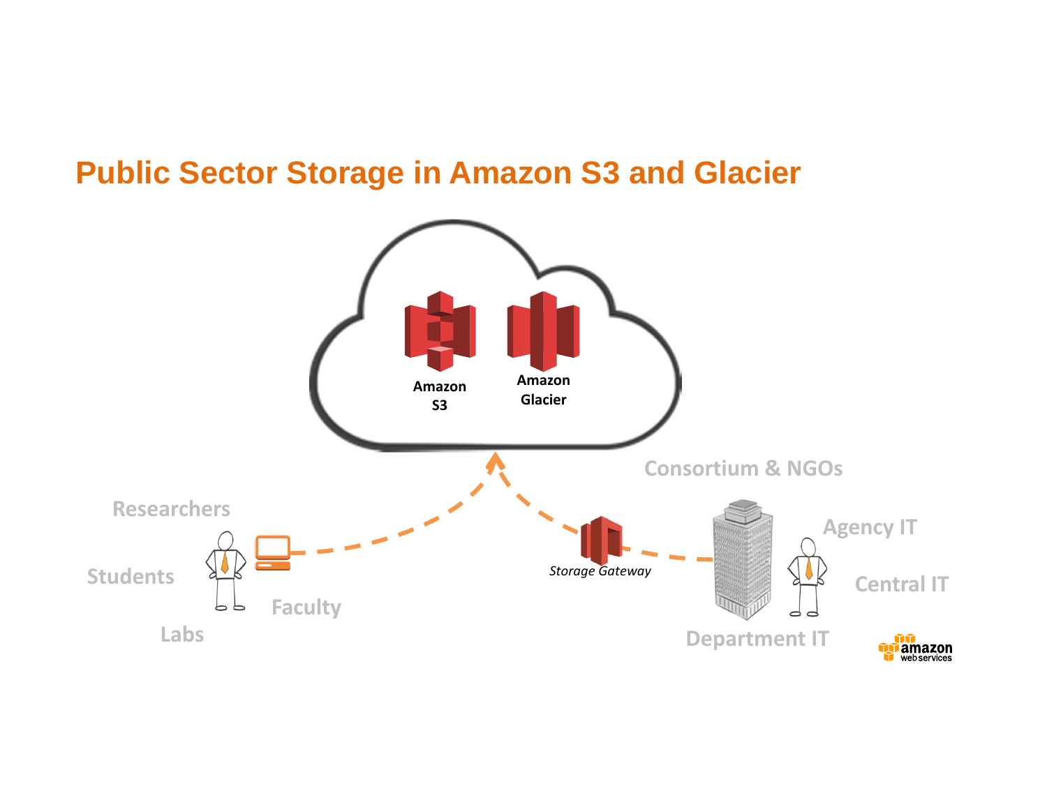# Public Sector Storage in Amazon S3 and Glacier

Amazon S3

Amazon Glacier

Consortium & NGOs

Researchers

Agency IT

Students

Storage Gateway

Central IT

Faculty

Labs

Department IT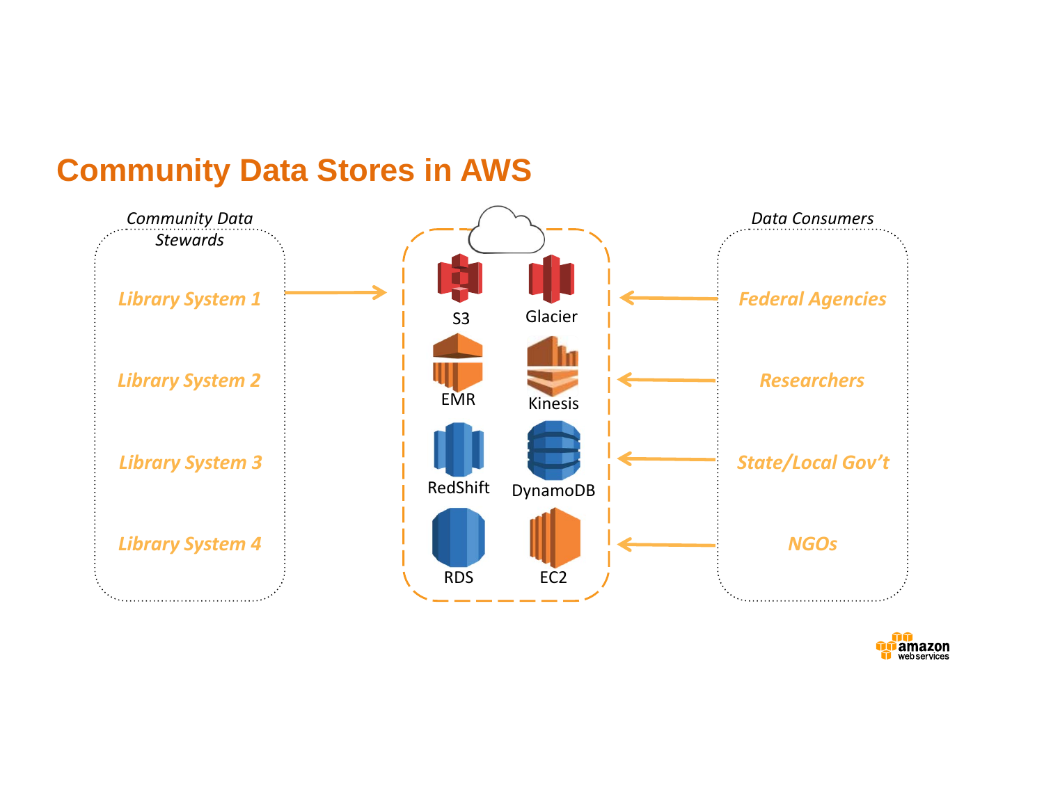# Community Data Stores in AWS

*Community Data Stewards*

- *Library System 1*
- *Library System 2*
- *Library System 3*
- *Library System 4*

S3, Glacier, EMR, Kinesis, RedShift, DynamoDB, RDS, EC2

*Data Consumers*

- *Federal Agencies*
- *Researchers*
- *State/Local Gov't*
- *NGOs*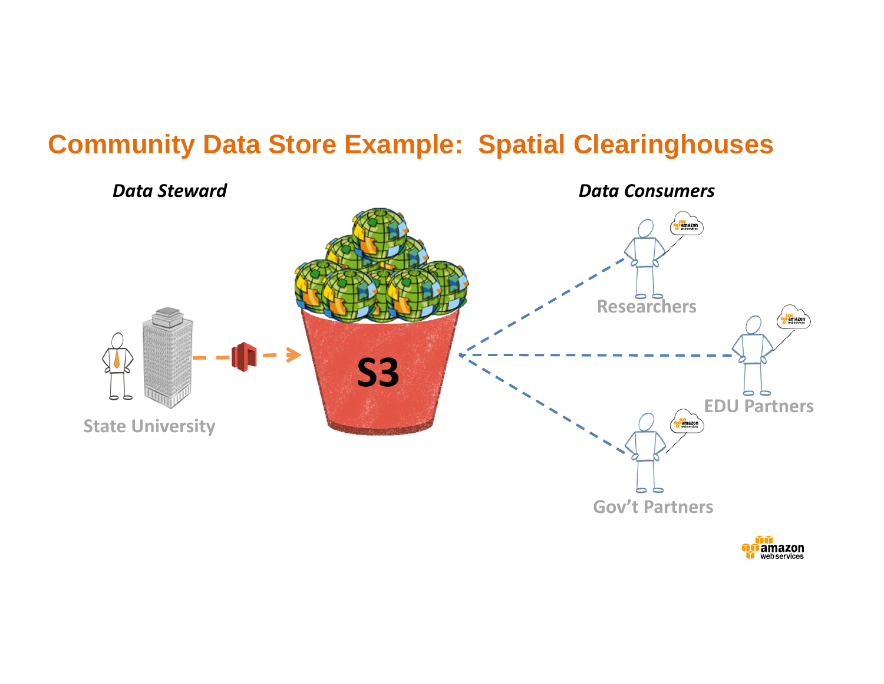# Community Data Store Example: Spatial Clearinghouses

***Data Steward***

State University

S3

***Data Consumers***

Researchers

EDU Partners

Gov't Partners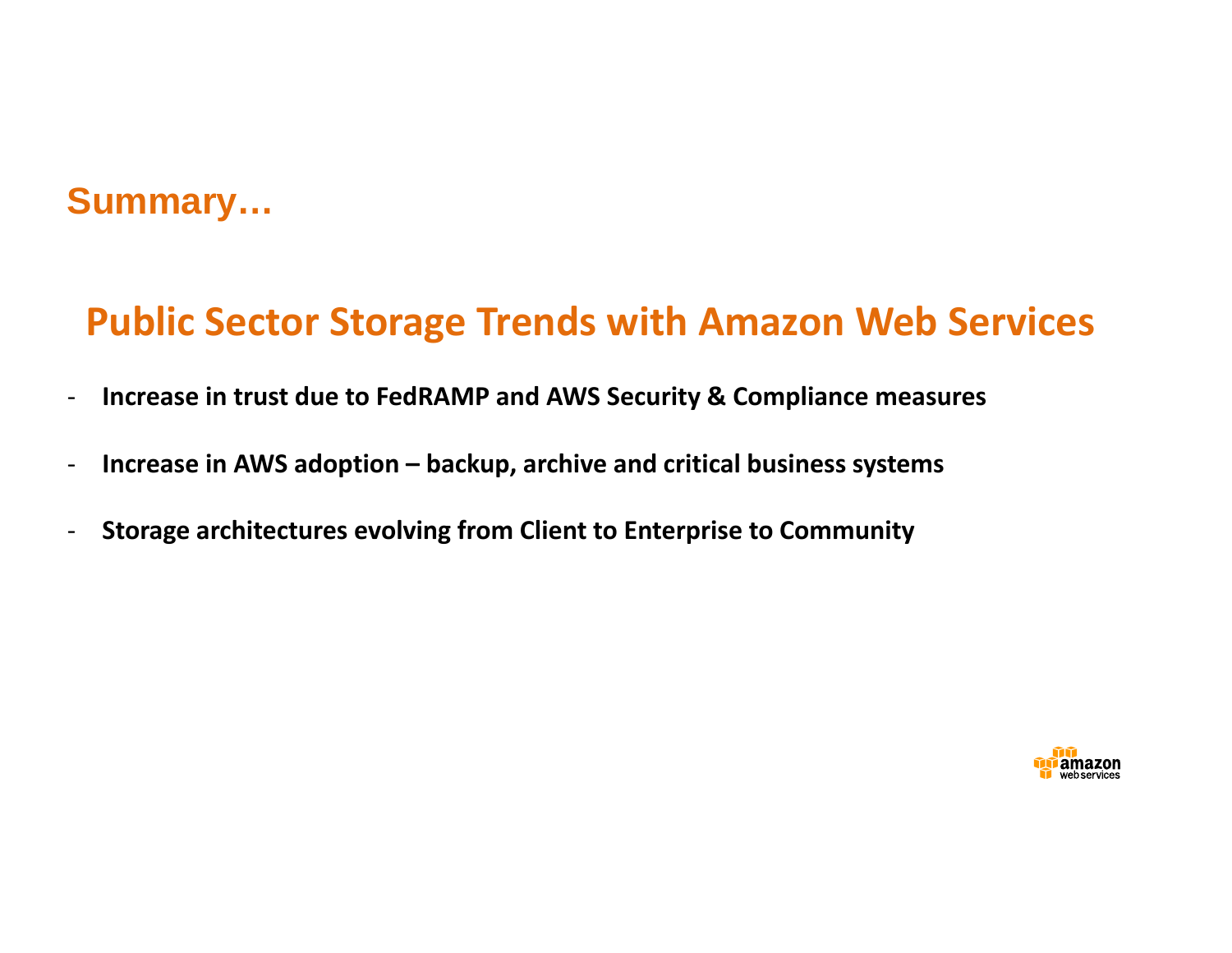## Summary…

# Public Sector Storage Trends with Amazon Web Services

- **Increase in trust due to FedRAMP and AWS Security & Compliance measures**
- **Increase in AWS adoption – backup, archive and critical business systems**
- **Storage architectures evolving from Client to Enterprise to Community**